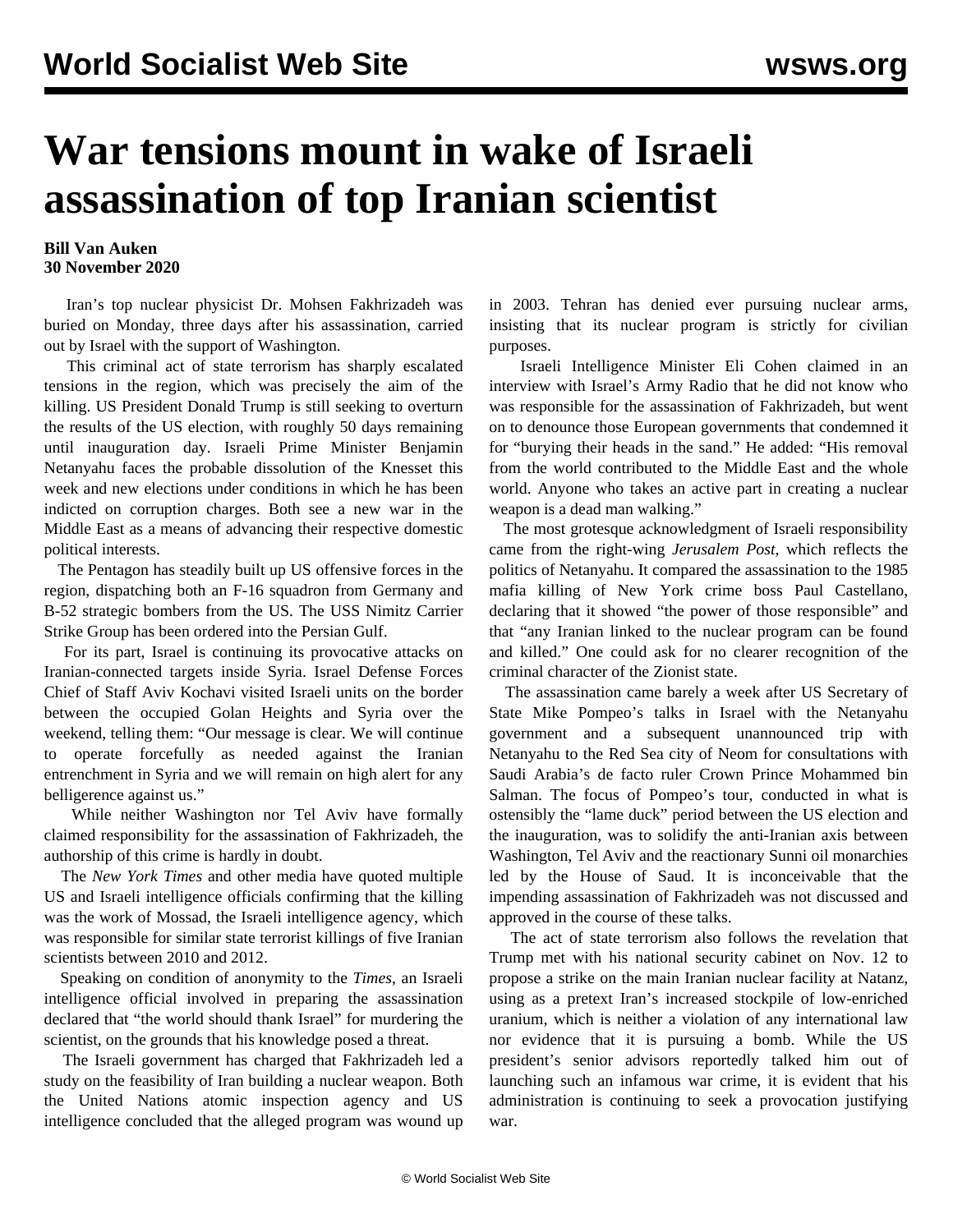# War tensions mount in wake of Israeli assassination of top Iranian scientist

**Bill Van Auken**
**30 November 2020**

Iran's top nuclear physicist Dr. Mohsen Fakhrizadeh was buried on Monday, three days after his assassination, carried out by Israel with the support of Washington.

This criminal act of state terrorism has sharply escalated tensions in the region, which was precisely the aim of the killing. US President Donald Trump is still seeking to overturn the results of the US election, with roughly 50 days remaining until inauguration day. Israeli Prime Minister Benjamin Netanyahu faces the probable dissolution of the Knesset this week and new elections under conditions in which he has been indicted on corruption charges. Both see a new war in the Middle East as a means of advancing their respective domestic political interests.

The Pentagon has steadily built up US offensive forces in the region, dispatching both an F-16 squadron from Germany and B-52 strategic bombers from the US. The USS Nimitz Carrier Strike Group has been ordered into the Persian Gulf.

For its part, Israel is continuing its provocative attacks on Iranian-connected targets inside Syria. Israel Defense Forces Chief of Staff Aviv Kochavi visited Israeli units on the border between the occupied Golan Heights and Syria over the weekend, telling them: "Our message is clear. We will continue to operate forcefully as needed against the Iranian entrenchment in Syria and we will remain on high alert for any belligerence against us."

While neither Washington nor Tel Aviv have formally claimed responsibility for the assassination of Fakhrizadeh, the authorship of this crime is hardly in doubt.

The *New York Times* and other media have quoted multiple US and Israeli intelligence officials confirming that the killing was the work of Mossad, the Israeli intelligence agency, which was responsible for similar state terrorist killings of five Iranian scientists between 2010 and 2012.

Speaking on condition of anonymity to the *Times*, an Israeli intelligence official involved in preparing the assassination declared that "the world should thank Israel" for murdering the scientist, on the grounds that his knowledge posed a threat.

The Israeli government has charged that Fakhrizadeh led a study on the feasibility of Iran building a nuclear weapon. Both the United Nations atomic inspection agency and US intelligence concluded that the alleged program was wound up in 2003. Tehran has denied ever pursuing nuclear arms, insisting that its nuclear program is strictly for civilian purposes.

Israeli Intelligence Minister Eli Cohen claimed in an interview with Israel's Army Radio that he did not know who was responsible for the assassination of Fakhrizadeh, but went on to denounce those European governments that condemned it for "burying their heads in the sand." He added: "His removal from the world contributed to the Middle East and the whole world. Anyone who takes an active part in creating a nuclear weapon is a dead man walking."

The most grotesque acknowledgment of Israeli responsibility came from the right-wing *Jerusalem Post*, which reflects the politics of Netanyahu. It compared the assassination to the 1985 mafia killing of New York crime boss Paul Castellano, declaring that it showed "the power of those responsible" and that "any Iranian linked to the nuclear program can be found and killed." One could ask for no clearer recognition of the criminal character of the Zionist state.

The assassination came barely a week after US Secretary of State Mike Pompeo's talks in Israel with the Netanyahu government and a subsequent unannounced trip with Netanyahu to the Red Sea city of Neom for consultations with Saudi Arabia's de facto ruler Crown Prince Mohammed bin Salman. The focus of Pompeo's tour, conducted in what is ostensibly the "lame duck" period between the US election and the inauguration, was to solidify the anti-Iranian axis between Washington, Tel Aviv and the reactionary Sunni oil monarchies led by the House of Saud. It is inconceivable that the impending assassination of Fakhrizadeh was not discussed and approved in the course of these talks.

The act of state terrorism also follows the revelation that Trump met with his national security cabinet on Nov. 12 to propose a strike on the main Iranian nuclear facility at Natanz, using as a pretext Iran's increased stockpile of low-enriched uranium, which is neither a violation of any international law nor evidence that it is pursuing a bomb. While the US president's senior advisors reportedly talked him out of launching such an infamous war crime, it is evident that his administration is continuing to seek a provocation justifying war.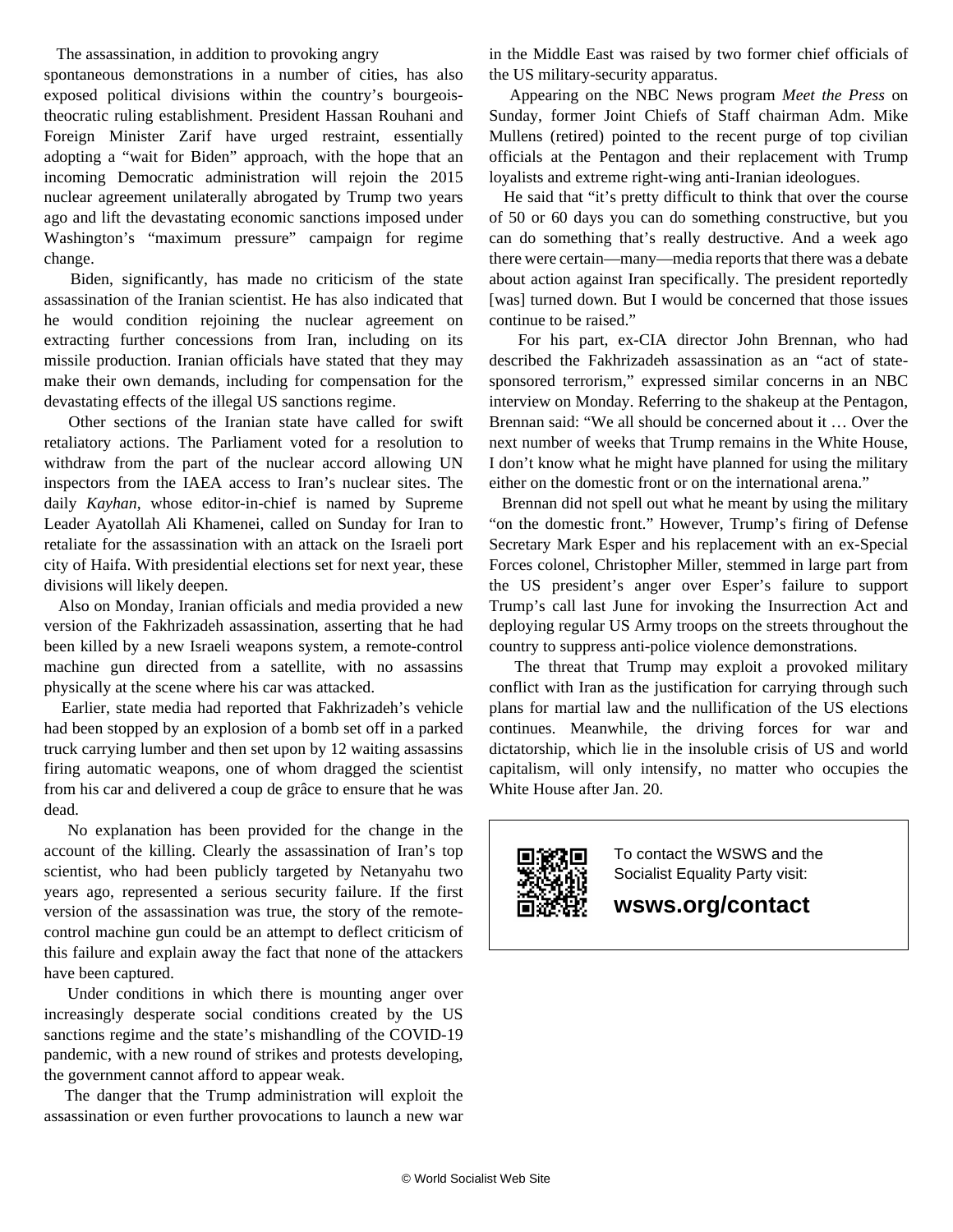The assassination, in addition to provoking angry spontaneous demonstrations in a number of cities, has also exposed political divisions within the country's bourgeois-theocratic ruling establishment. President Hassan Rouhani and Foreign Minister Zarif have urged restraint, essentially adopting a "wait for Biden" approach, with the hope that an incoming Democratic administration will rejoin the 2015 nuclear agreement unilaterally abrogated by Trump two years ago and lift the devastating economic sanctions imposed under Washington's "maximum pressure" campaign for regime change.

Biden, significantly, has made no criticism of the state assassination of the Iranian scientist. He has also indicated that he would condition rejoining the nuclear agreement on extracting further concessions from Iran, including on its missile production. Iranian officials have stated that they may make their own demands, including for compensation for the devastating effects of the illegal US sanctions regime.

Other sections of the Iranian state have called for swift retaliatory actions. The Parliament voted for a resolution to withdraw from the part of the nuclear accord allowing UN inspectors from the IAEA access to Iran's nuclear sites. The daily *Kayhan*, whose editor-in-chief is named by Supreme Leader Ayatollah Ali Khamenei, called on Sunday for Iran to retaliate for the assassination with an attack on the Israeli port city of Haifa. With presidential elections set for next year, these divisions will likely deepen.

Also on Monday, Iranian officials and media provided a new version of the Fakhrizadeh assassination, asserting that he had been killed by a new Israeli weapons system, a remote-control machine gun directed from a satellite, with no assassins physically at the scene where his car was attacked.

Earlier, state media had reported that Fakhrizadeh's vehicle had been stopped by an explosion of a bomb set off in a parked truck carrying lumber and then set upon by 12 waiting assassins firing automatic weapons, one of whom dragged the scientist from his car and delivered a coup de grâce to ensure that he was dead.

No explanation has been provided for the change in the account of the killing. Clearly the assassination of Iran's top scientist, who had been publicly targeted by Netanyahu two years ago, represented a serious security failure. If the first version of the assassination was true, the story of the remote-control machine gun could be an attempt to deflect criticism of this failure and explain away the fact that none of the attackers have been captured.

Under conditions in which there is mounting anger over increasingly desperate social conditions created by the US sanctions regime and the state's mishandling of the COVID-19 pandemic, with a new round of strikes and protests developing, the government cannot afford to appear weak.

The danger that the Trump administration will exploit the assassination or even further provocations to launch a new war in the Middle East was raised by two former chief officials of the US military-security apparatus.

Appearing on the NBC News program *Meet the Press* on Sunday, former Joint Chiefs of Staff chairman Adm. Mike Mullens (retired) pointed to the recent purge of top civilian officials at the Pentagon and their replacement with Trump loyalists and extreme right-wing anti-Iranian ideologues.

He said that "it's pretty difficult to think that over the course of 50 or 60 days you can do something constructive, but you can do something that's really destructive. And a week ago there were certain—many—media reports that there was a debate about action against Iran specifically. The president reportedly [was] turned down. But I would be concerned that those issues continue to be raised."

For his part, ex-CIA director John Brennan, who had described the Fakhrizadeh assassination as an "act of state-sponsored terrorism," expressed similar concerns in an NBC interview on Monday. Referring to the shakeup at the Pentagon, Brennan said: "We all should be concerned about it … Over the next number of weeks that Trump remains in the White House, I don't know what he might have planned for using the military either on the domestic front or on the international arena."

Brennan did not spell out what he meant by using the military "on the domestic front." However, Trump's firing of Defense Secretary Mark Esper and his replacement with an ex-Special Forces colonel, Christopher Miller, stemmed in large part from the US president's anger over Esper's failure to support Trump's call last June for invoking the Insurrection Act and deploying regular US Army troops on the streets throughout the country to suppress anti-police violence demonstrations.

The threat that Trump may exploit a provoked military conflict with Iran as the justification for carrying through such plans for martial law and the nullification of the US elections continues. Meanwhile, the driving forces for war and dictatorship, which lie in the insoluble crisis of US and world capitalism, will only intensify, no matter who occupies the White House after Jan. 20.

To contact the WSWS and the Socialist Equality Party visit:

**wsws.org/contact**